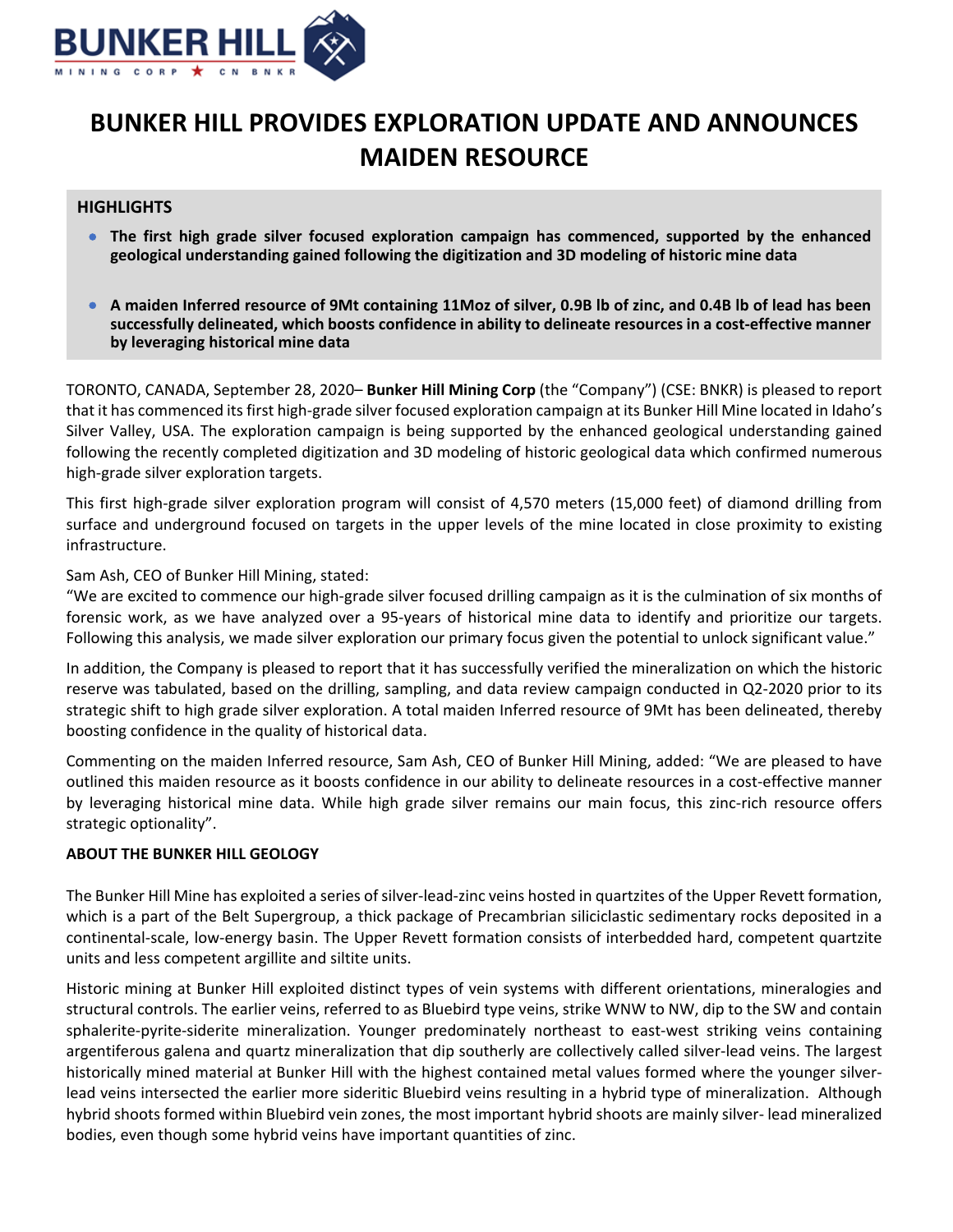# BUNKER HILL PROVIDES EXPLORATION UPDATE AND ANNOUNCES MAIDEN RESOURCE

## HIGHLIGHTS

- **The first high grade silver focused exploration campaign has commenced, supported by the enhanced geological understanding gained following the digitization and 3D modeling of historic mine data**
- **A maiden Inferred resource of 9Mt containing 11Moz of silver, 0.9B lb of zinc, and 0.4B lb of lead has been successfully delineated, which boosts confidence in ability to delineate resources in a cost-effective manner by leveraging historical mine data**

TORONTO, CANADA, September 28, 2020– **Bunker Hill Mining Corp** (the "Company") (CSE: BNKR) is pleased to report that it has commenced its first high-grade silver focused exploration campaign at its Bunker Hill Mine located in Idaho's Silver Valley, USA. The exploration campaign is being supported by the enhanced geological understanding gained following the recently completed digitization and 3D modeling of historic geological data which confirmed numerous high-grade silver exploration targets.

This first high-grade silver exploration program will consist of 4,570 meters (15,000 feet) of diamond drilling from surface and underground focused on targets in the upper levels of the mine located in close proximity to existing infrastructure.

Sam Ash, CEO of Bunker Hill Mining, stated:
"We are excited to commence our high-grade silver focused drilling campaign as it is the culmination of six months of forensic work, as we have analyzed over a 95-years of historical mine data to identify and prioritize our targets. Following this analysis, we made silver exploration our primary focus given the potential to unlock significant value."

In addition, the Company is pleased to report that it has successfully verified the mineralization on which the historic reserve was tabulated, based on the drilling, sampling, and data review campaign conducted in Q2-2020 prior to its strategic shift to high grade silver exploration. A total maiden Inferred resource of 9Mt has been delineated, thereby boosting confidence in the quality of historical data.

Commenting on the maiden Inferred resource, Sam Ash, CEO of Bunker Hill Mining, added: "We are pleased to have outlined this maiden resource as it boosts confidence in our ability to delineate resources in a cost-effective manner by leveraging historical mine data. While high grade silver remains our main focus, this zinc-rich resource offers strategic optionality".

**ABOUT THE BUNKER HILL GEOLOGY**

The Bunker Hill Mine has exploited a series of silver-lead-zinc veins hosted in quartzites of the Upper Revett formation, which is a part of the Belt Supergroup, a thick package of Precambrian siliciclastic sedimentary rocks deposited in a continental-scale, low-energy basin. The Upper Revett formation consists of interbedded hard, competent quartzite units and less competent argillite and siltite units.

Historic mining at Bunker Hill exploited distinct types of vein systems with different orientations, mineralogies and structural controls. The earlier veins, referred to as Bluebird type veins, strike WNW to NW, dip to the SW and contain sphalerite-pyrite-siderite mineralization. Younger predominately northeast to east-west striking veins containing argentiferous galena and quartz mineralization that dip southerly are collectively called silver-lead veins. The largest historically mined material at Bunker Hill with the highest contained metal values formed where the younger silver-lead veins intersected the earlier more sideritic Bluebird veins resulting in a hybrid type of mineralization. Although hybrid shoots formed within Bluebird vein zones, the most important hybrid shoots are mainly silver- lead mineralized bodies, even though some hybrid veins have important quantities of zinc.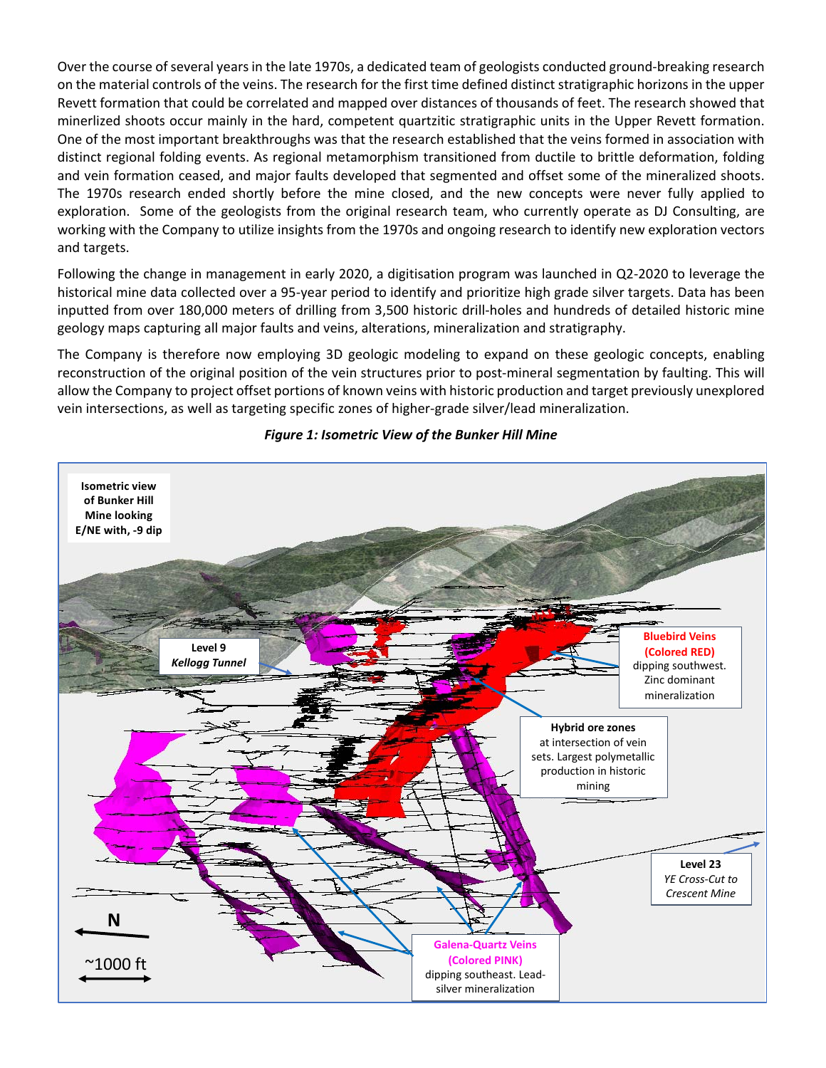Over the course of several years in the late 1970s, a dedicated team of geologists conducted ground-breaking research on the material controls of the veins. The research for the first time defined distinct stratigraphic horizons in the upper Revett formation that could be correlated and mapped over distances of thousands of feet. The research showed that minerlized shoots occur mainly in the hard, competent quartzitic stratigraphic units in the Upper Revett formation. One of the most important breakthroughs was that the research established that the veins formed in association with distinct regional folding events. As regional metamorphism transitioned from ductile to brittle deformation, folding and vein formation ceased, and major faults developed that segmented and offset some of the mineralized shoots. The 1970s research ended shortly before the mine closed, and the new concepts were never fully applied to exploration. Some of the geologists from the original research team, who currently operate as DJ Consulting, are working with the Company to utilize insights from the 1970s and ongoing research to identify new exploration vectors and targets.

Following the change in management in early 2020, a digitisation program was launched in Q2-2020 to leverage the historical mine data collected over a 95-year period to identify and prioritize high grade silver targets. Data has been inputted from over 180,000 meters of drilling from 3,500 historic drill-holes and hundreds of detailed historic mine geology maps capturing all major faults and veins, alterations, mineralization and stratigraphy.

The Company is therefore now employing 3D geologic modeling to expand on these geologic concepts, enabling reconstruction of the original position of the vein structures prior to post-mineral segmentation by faulting. This will allow the Company to project offset portions of known veins with historic production and target previously unexplored vein intersections, as well as targeting specific zones of higher-grade silver/lead mineralization.

***Figure 1: Isometric View of the Bunker Hill Mine***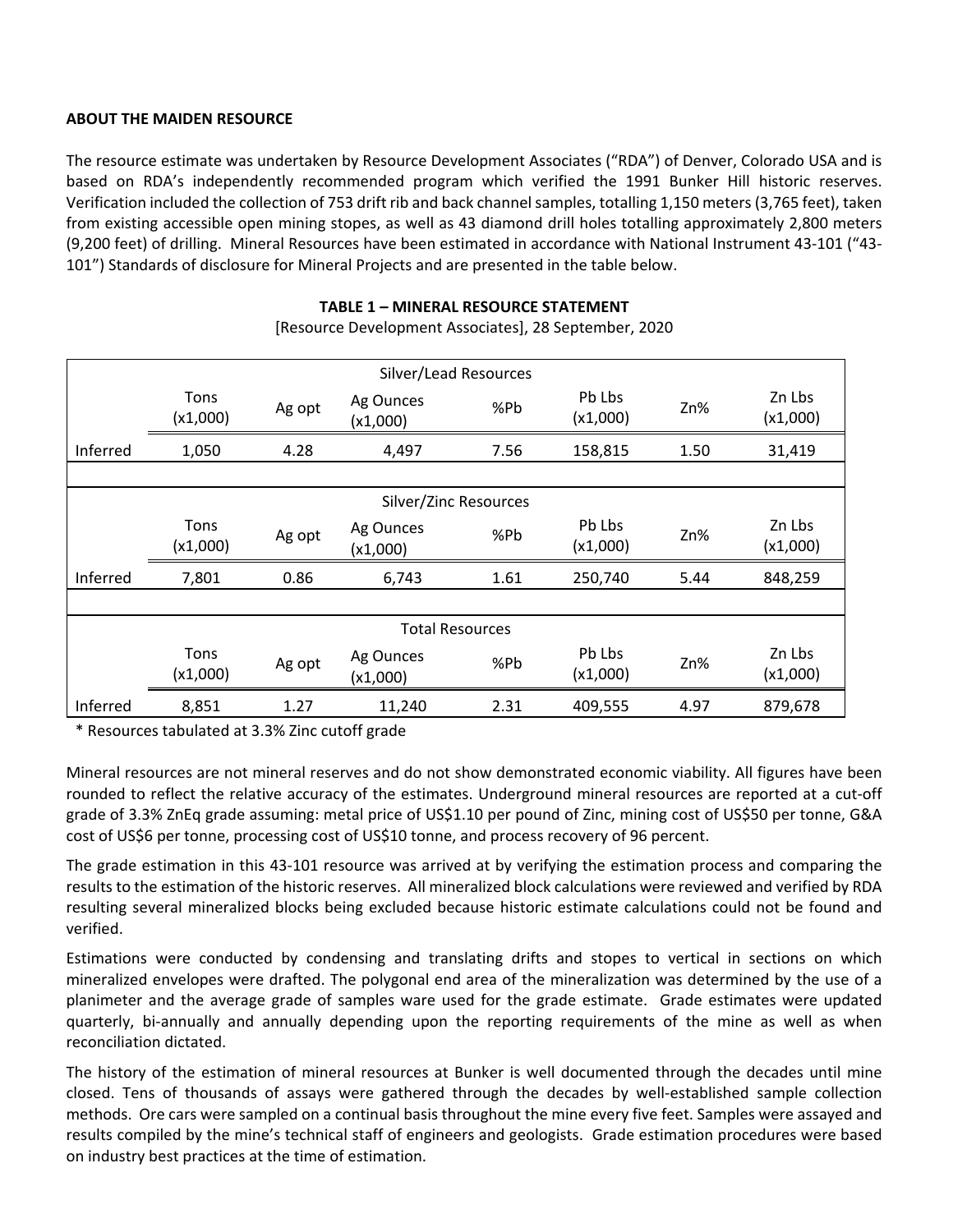**ABOUT THE MAIDEN RESOURCE**

The resource estimate was undertaken by Resource Development Associates ("RDA") of Denver, Colorado USA and is based on RDA's independently recommended program which verified the 1991 Bunker Hill historic reserves. Verification included the collection of 753 drift rib and back channel samples, totalling 1,150 meters (3,765 feet), taken from existing accessible open mining stopes, as well as 43 diamond drill holes totalling approximately 2,800 meters (9,200 feet) of drilling. Mineral Resources have been estimated in accordance with National Instrument 43-101 ("43-101") Standards of disclosure for Mineral Projects and are presented in the table below.

**TABLE 1 – MINERAL RESOURCE STATEMENT**

[Resource Development Associates], 28 September, 2020

| | Silver/Lead Resources | | | | | | |
|---|---|---|---|---|---|---|---|
| | Tons (x1,000) | Ag opt | Ag Ounces (x1,000) | %Pb | Pb Lbs (x1,000) | Zn% | Zn Lbs (x1,000) |
| Inferred | 1,050 | 4.28 | 4,497 | 7.56 | 158,815 | 1.50 | 31,419 |
| | | | | | | | |
| | Silver/Zinc Resources | | | | | | |
| | Tons (x1,000) | Ag opt | Ag Ounces (x1,000) | %Pb | Pb Lbs (x1,000) | Zn% | Zn Lbs (x1,000) |
| Inferred | 7,801 | 0.86 | 6,743 | 1.61 | 250,740 | 5.44 | 848,259 |
| | | | | | | | |
| | Total Resources | | | | | | |
| | Tons (x1,000) | Ag opt | Ag Ounces (x1,000) | %Pb | Pb Lbs (x1,000) | Zn% | Zn Lbs (x1,000) |
| Inferred | 8,851 | 1.27 | 11,240 | 2.31 | 409,555 | 4.97 | 879,678 |

\* Resources tabulated at 3.3% Zinc cutoff grade

Mineral resources are not mineral reserves and do not show demonstrated economic viability. All figures have been rounded to reflect the relative accuracy of the estimates. Underground mineral resources are reported at a cut-off grade of 3.3% ZnEq grade assuming: metal price of US$1.10 per pound of Zinc, mining cost of US$50 per tonne, G&A cost of US$6 per tonne, processing cost of US$10 tonne, and process recovery of 96 percent.

The grade estimation in this 43-101 resource was arrived at by verifying the estimation process and comparing the results to the estimation of the historic reserves. All mineralized block calculations were reviewed and verified by RDA resulting several mineralized blocks being excluded because historic estimate calculations could not be found and verified.

Estimations were conducted by condensing and translating drifts and stopes to vertical in sections on which mineralized envelopes were drafted. The polygonal end area of the mineralization was determined by the use of a planimeter and the average grade of samples ware used for the grade estimate. Grade estimates were updated quarterly, bi-annually and annually depending upon the reporting requirements of the mine as well as when reconciliation dictated.

The history of the estimation of mineral resources at Bunker is well documented through the decades until mine closed. Tens of thousands of assays were gathered through the decades by well-established sample collection methods. Ore cars were sampled on a continual basis throughout the mine every five feet. Samples were assayed and results compiled by the mine's technical staff of engineers and geologists. Grade estimation procedures were based on industry best practices at the time of estimation.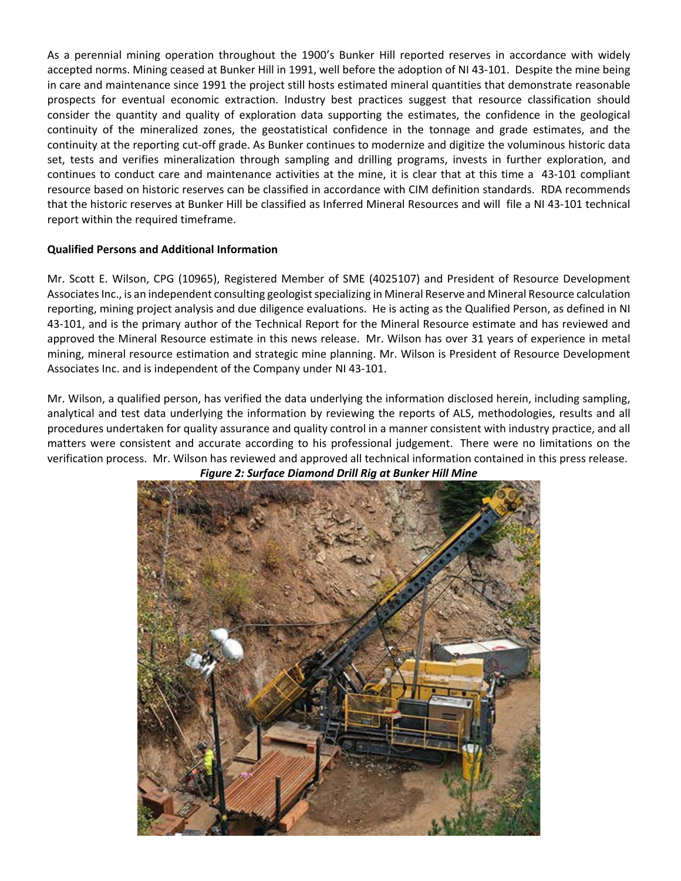As a perennial mining operation throughout the 1900's Bunker Hill reported reserves in accordance with widely accepted norms. Mining ceased at Bunker Hill in 1991, well before the adoption of NI 43-101. Despite the mine being in care and maintenance since 1991 the project still hosts estimated mineral quantities that demonstrate reasonable prospects for eventual economic extraction. Industry best practices suggest that resource classification should consider the quantity and quality of exploration data supporting the estimates, the confidence in the geological continuity of the mineralized zones, the geostatistical confidence in the tonnage and grade estimates, and the continuity at the reporting cut-off grade. As Bunker continues to modernize and digitize the voluminous historic data set, tests and verifies mineralization through sampling and drilling programs, invests in further exploration, and continues to conduct care and maintenance activities at the mine, it is clear that at this time a 43-101 compliant resource based on historic reserves can be classified in accordance with CIM definition standards. RDA recommends that the historic reserves at Bunker Hill be classified as Inferred Mineral Resources and will file a NI 43-101 technical report within the required timeframe.

**Qualified Persons and Additional Information**

Mr. Scott E. Wilson, CPG (10965), Registered Member of SME (4025107) and President of Resource Development Associates Inc., is an independent consulting geologist specializing in Mineral Reserve and Mineral Resource calculation reporting, mining project analysis and due diligence evaluations. He is acting as the Qualified Person, as defined in NI 43-101, and is the primary author of the Technical Report for the Mineral Resource estimate and has reviewed and approved the Mineral Resource estimate in this news release. Mr. Wilson has over 31 years of experience in metal mining, mineral resource estimation and strategic mine planning. Mr. Wilson is President of Resource Development Associates Inc. and is independent of the Company under NI 43-101.

Mr. Wilson, a qualified person, has verified the data underlying the information disclosed herein, including sampling, analytical and test data underlying the information by reviewing the reports of ALS, methodologies, results and all procedures undertaken for quality assurance and quality control in a manner consistent with industry practice, and all matters were consistent and accurate according to his professional judgement. There were no limitations on the verification process. Mr. Wilson has reviewed and approved all technical information contained in this press release.

***Figure 2: Surface Diamond Drill Rig at Bunker Hill Mine***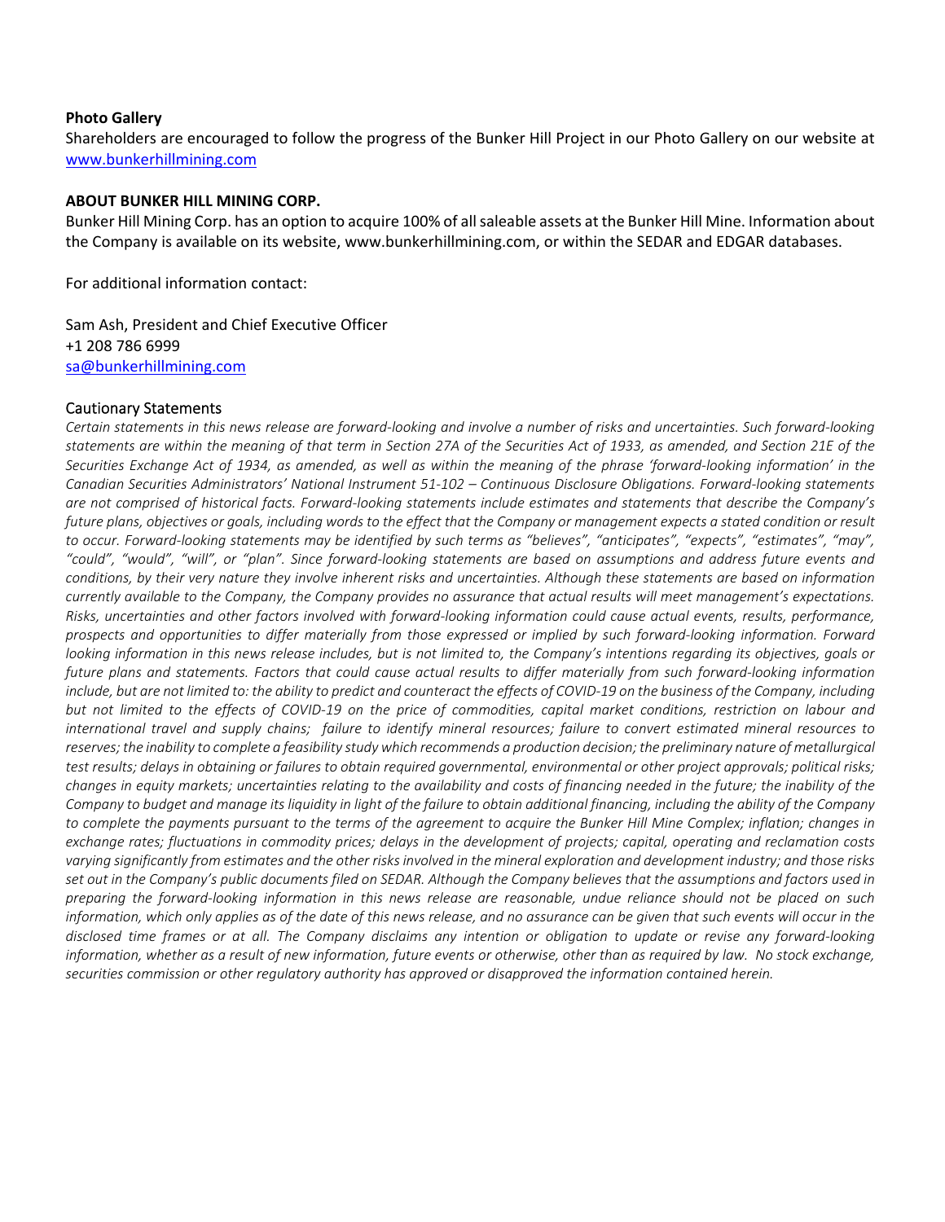**Photo Gallery**

Shareholders are encouraged to follow the progress of the Bunker Hill Project in our Photo Gallery on our website at [www.bunkerhillmining.com](http://www.bunkerhillmining.com)

**ABOUT BUNKER HILL MINING CORP.**

Bunker Hill Mining Corp. has an option to acquire 100% of all saleable assets at the Bunker Hill Mine. Information about the Company is available on its website, www.bunkerhillmining.com, or within the SEDAR and EDGAR databases.

For additional information contact:

Sam Ash, President and Chief Executive Officer
+1 208 786 6999
[sa@bunkerhillmining.com](mailto:sa@bunkerhillmining.com)

## Cautionary Statements

*Certain statements in this news release are forward-looking and involve a number of risks and uncertainties. Such forward-looking statements are within the meaning of that term in Section 27A of the Securities Act of 1933, as amended, and Section 21E of the Securities Exchange Act of 1934, as amended, as well as within the meaning of the phrase 'forward-looking information' in the Canadian Securities Administrators' National Instrument 51-102 – Continuous Disclosure Obligations. Forward-looking statements are not comprised of historical facts. Forward-looking statements include estimates and statements that describe the Company's future plans, objectives or goals, including words to the effect that the Company or management expects a stated condition or result to occur. Forward-looking statements may be identified by such terms as "believes", "anticipates", "expects", "estimates", "may", "could", "would", "will", or "plan". Since forward-looking statements are based on assumptions and address future events and conditions, by their very nature they involve inherent risks and uncertainties. Although these statements are based on information currently available to the Company, the Company provides no assurance that actual results will meet management's expectations. Risks, uncertainties and other factors involved with forward-looking information could cause actual events, results, performance, prospects and opportunities to differ materially from those expressed or implied by such forward-looking information. Forward looking information in this news release includes, but is not limited to, the Company's intentions regarding its objectives, goals or future plans and statements. Factors that could cause actual results to differ materially from such forward-looking information include, but are not limited to: the ability to predict and counteract the effects of COVID-19 on the business of the Company, including but not limited to the effects of COVID-19 on the price of commodities, capital market conditions, restriction on labour and international travel and supply chains; failure to identify mineral resources; failure to convert estimated mineral resources to reserves; the inability to complete a feasibility study which recommends a production decision; the preliminary nature of metallurgical test results; delays in obtaining or failures to obtain required governmental, environmental or other project approvals; political risks; changes in equity markets; uncertainties relating to the availability and costs of financing needed in the future; the inability of the Company to budget and manage its liquidity in light of the failure to obtain additional financing, including the ability of the Company to complete the payments pursuant to the terms of the agreement to acquire the Bunker Hill Mine Complex; inflation; changes in exchange rates; fluctuations in commodity prices; delays in the development of projects; capital, operating and reclamation costs varying significantly from estimates and the other risks involved in the mineral exploration and development industry; and those risks set out in the Company's public documents filed on SEDAR. Although the Company believes that the assumptions and factors used in preparing the forward-looking information in this news release are reasonable, undue reliance should not be placed on such information, which only applies as of the date of this news release, and no assurance can be given that such events will occur in the disclosed time frames or at all. The Company disclaims any intention or obligation to update or revise any forward-looking information, whether as a result of new information, future events or otherwise, other than as required by law. No stock exchange, securities commission or other regulatory authority has approved or disapproved the information contained herein.*